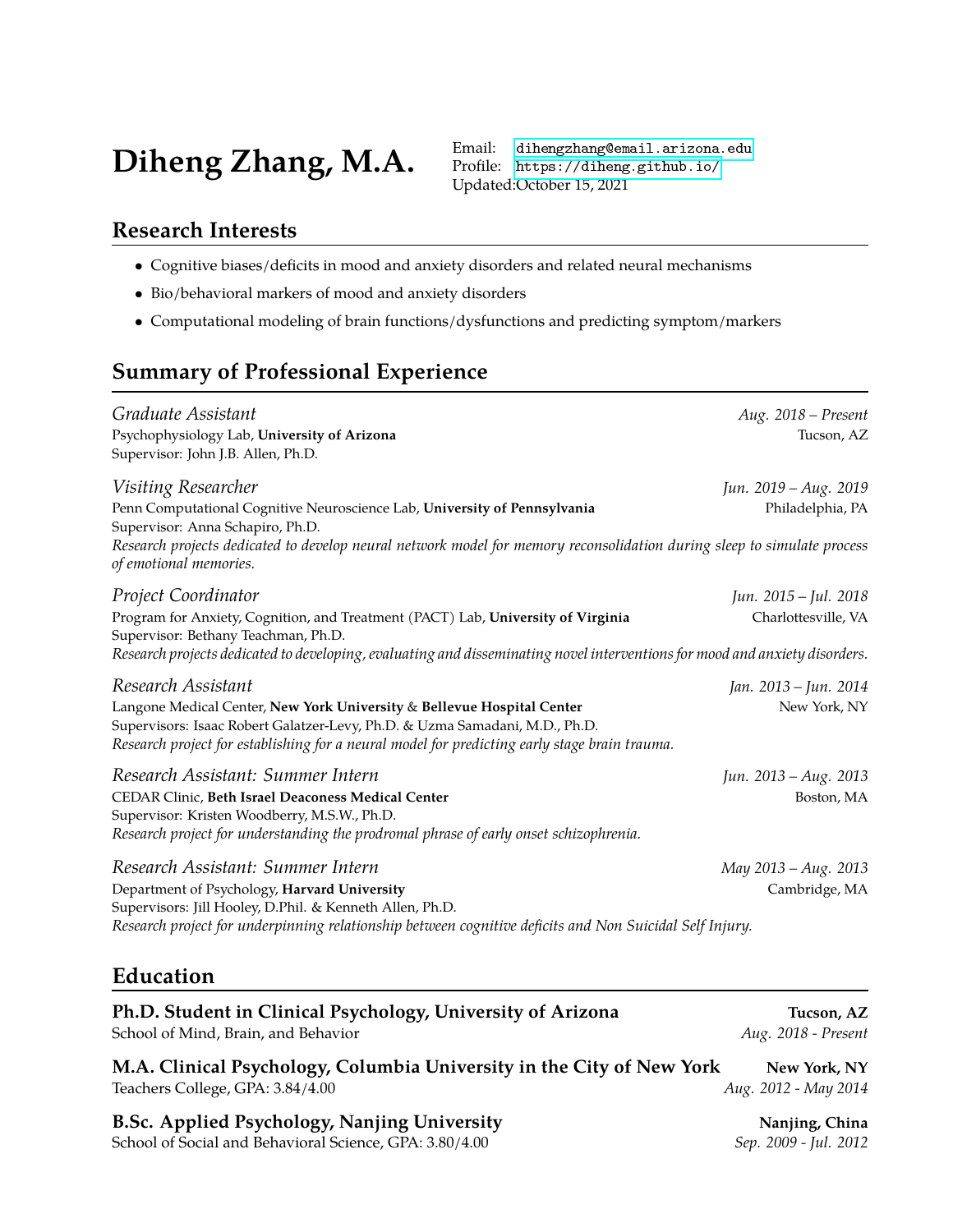# Diheng Zhang, M.A.

Email: dihengzhang@email.arizona.edu
Profile: https://diheng.github.io/
Updated:October 15, 2021

## Research Interests

- Cognitive biases/deficits in mood and anxiety disorders and related neural mechanisms
- Bio/behavioral markers of mood and anxiety disorders
- Computational modeling of brain functions/dysfunctions and predicting symptom/markers

## Summary of Professional Experience

*Graduate Assistant* — *Aug. 2018 – Present*
Psychophysiology Lab, **University of Arizona** — Tucson, AZ
Supervisor: John J.B. Allen, Ph.D.

*Visiting Researcher* — *Jun. 2019 – Aug. 2019*
Penn Computational Cognitive Neuroscience Lab, **University of Pennsylvania** — Philadelphia, PA
Supervisor: Anna Schapiro, Ph.D.
*Research projects dedicated to develop neural network model for memory reconsolidation during sleep to simulate process of emotional memories.*

*Project Coordinator* — *Jun. 2015 – Jul. 2018*
Program for Anxiety, Cognition, and Treatment (PACT) Lab, **University of Virginia** — Charlottesville, VA
Supervisor: Bethany Teachman, Ph.D.
*Research projects dedicated to developing, evaluating and disseminating novel interventions for mood and anxiety disorders.*

*Research Assistant* — *Jan. 2013 – Jun. 2014*
Langone Medical Center, **New York University** & **Bellevue Hospital Center** — New York, NY
Supervisors: Isaac Robert Galatzer-Levy, Ph.D. & Uzma Samadani, M.D., Ph.D.
*Research project for establishing for a neural model for predicting early stage brain trauma.*

*Research Assistant: Summer Intern* — *Jun. 2013 – Aug. 2013*
CEDAR Clinic, **Beth Israel Deaconess Medical Center** — Boston, MA
Supervisor: Kristen Woodberry, M.S.W., Ph.D.
*Research project for understanding the prodromal phrase of early onset schizophrenia.*

*Research Assistant: Summer Intern* — *May 2013 – Aug. 2013*
Department of Psychology, **Harvard University** — Cambridge, MA
Supervisors: Jill Hooley, D.Phil. & Kenneth Allen, Ph.D.
*Research project for underpinning relationship between cognitive deficits and Non Suicidal Self Injury.*

## Education

**Ph.D. Student in Clinical Psychology, University of Arizona** — **Tucson, AZ**
School of Mind, Brain, and Behavior — *Aug. 2018 - Present*

**M.A. Clinical Psychology, Columbia University in the City of New York** — **New York, NY**
Teachers College, GPA: 3.84/4.00 — *Aug. 2012 - May 2014*

**B.Sc. Applied Psychology, Nanjing University** — **Nanjing, China**
School of Social and Behavioral Science, GPA: 3.80/4.00 — *Sep. 2009 - Jul. 2012*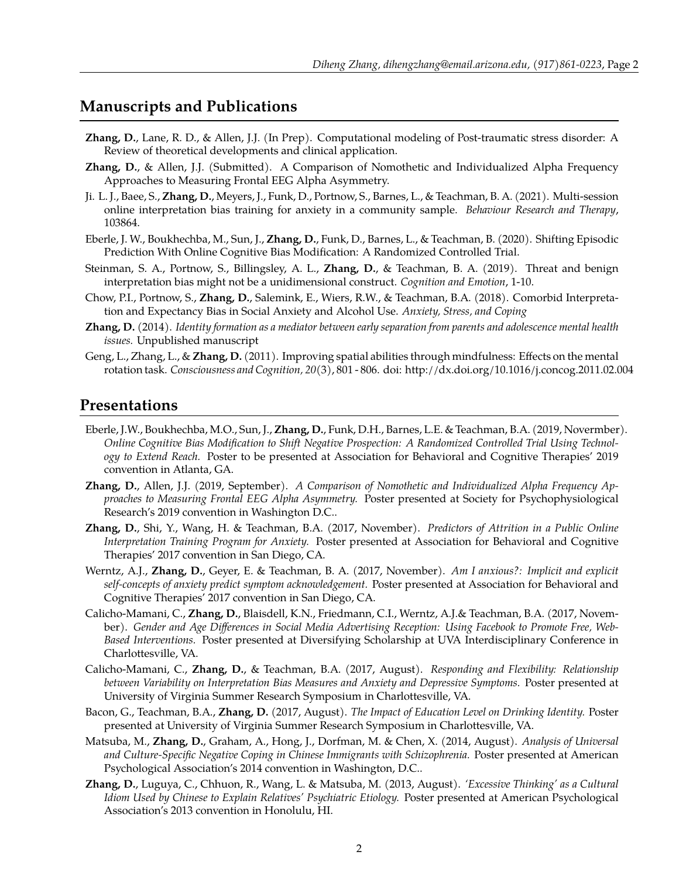## Manuscripts and Publications

**Zhang, D.**, Lane, R. D., & Allen, J.J. (In Prep). Computational modeling of Post-traumatic stress disorder: A Review of theoretical developments and clinical application.

**Zhang, D.**, & Allen, J.J. (Submitted). A Comparison of Nomothetic and Individualized Alpha Frequency Approaches to Measuring Frontal EEG Alpha Asymmetry.

Ji. L. J., Baee, S., **Zhang, D.**, Meyers, J., Funk, D., Portnow, S., Barnes, L., & Teachman, B. A. (2021). Multi-session online interpretation bias training for anxiety in a community sample. *Behaviour Research and Therapy*, 103864.

Eberle, J. W., Boukhechba, M., Sun, J., **Zhang, D.**, Funk, D., Barnes, L., & Teachman, B. (2020). Shifting Episodic Prediction With Online Cognitive Bias Modification: A Randomized Controlled Trial.

Steinman, S. A., Portnow, S., Billingsley, A. L., **Zhang, D.**, & Teachman, B. A. (2019). Threat and benign interpretation bias might not be a unidimensional construct. *Cognition and Emotion*, 1-10.

Chow, P.I., Portnow, S., **Zhang, D.**, Salemink, E., Wiers, R.W., & Teachman, B.A. (2018). Comorbid Interpretation and Expectancy Bias in Social Anxiety and Alcohol Use. *Anxiety, Stress, and Coping*

**Zhang, D.** (2014). *Identity formation as a mediator between early separation from parents and adolescence mental health issues.* Unpublished manuscript

Geng, L., Zhang, L., & **Zhang, D.** (2011). Improving spatial abilities through mindfulness: Effects on the mental rotation task. *Consciousness and Cognition*, *20*(3), 801 - 806. doi: http://dx.doi.org/10.1016/j.concog.2011.02.004

## Presentations

Eberle, J.W., Boukhechba, M.O., Sun, J., **Zhang, D.**, Funk, D.H., Barnes, L.E. & Teachman, B.A. (2019, Novermber). *Online Cognitive Bias Modification to Shift Negative Prospection: A Randomized Controlled Trial Using Technology to Extend Reach.* Poster to be presented at Association for Behavioral and Cognitive Therapies' 2019 convention in Atlanta, GA.

**Zhang, D.**, Allen, J.J. (2019, September). *A Comparison of Nomothetic and Individualized Alpha Frequency Approaches to Measuring Frontal EEG Alpha Asymmetry.* Poster presented at Society for Psychophysiological Research's 2019 convention in Washington D.C..

**Zhang, D.**, Shi, Y., Wang, H. & Teachman, B.A. (2017, November). *Predictors of Attrition in a Public Online Interpretation Training Program for Anxiety.* Poster presented at Association for Behavioral and Cognitive Therapies' 2017 convention in San Diego, CA.

Werntz, A.J., **Zhang, D.**, Geyer, E. & Teachman, B. A. (2017, November). *Am I anxious?: Implicit and explicit self-concepts of anxiety predict symptom acknowledgement.* Poster presented at Association for Behavioral and Cognitive Therapies' 2017 convention in San Diego, CA.

Calicho-Mamani, C., **Zhang, D.**, Blaisdell, K.N., Friedmann, C.I., Werntz, A.J.& Teachman, B.A. (2017, November). *Gender and Age Differences in Social Media Advertising Reception: Using Facebook to Promote Free, Web-Based Interventions.* Poster presented at Diversifying Scholarship at UVA Interdisciplinary Conference in Charlottesville, VA.

Calicho-Mamani, C., **Zhang, D.**, & Teachman, B.A. (2017, August). *Responding and Flexibility: Relationship between Variability on Interpretation Bias Measures and Anxiety and Depressive Symptoms.* Poster presented at University of Virginia Summer Research Symposium in Charlottesville, VA.

Bacon, G., Teachman, B.A., **Zhang, D.** (2017, August). *The Impact of Education Level on Drinking Identity.* Poster presented at University of Virginia Summer Research Symposium in Charlottesville, VA.

Matsuba, M., **Zhang, D.**, Graham, A., Hong, J., Dorfman, M. & Chen, X. (2014, August). *Analysis of Universal and Culture-Specific Negative Coping in Chinese Immigrants with Schizophrenia.* Poster presented at American Psychological Association's 2014 convention in Washington, D.C..

**Zhang, D.**, Luguya, C., Chhuon, R., Wang, L. & Matsuba, M. (2013, August). *'Excessive Thinking' as a Cultural Idiom Used by Chinese to Explain Relatives' Psychiatric Etiology.* Poster presented at American Psychological Association's 2013 convention in Honolulu, HI.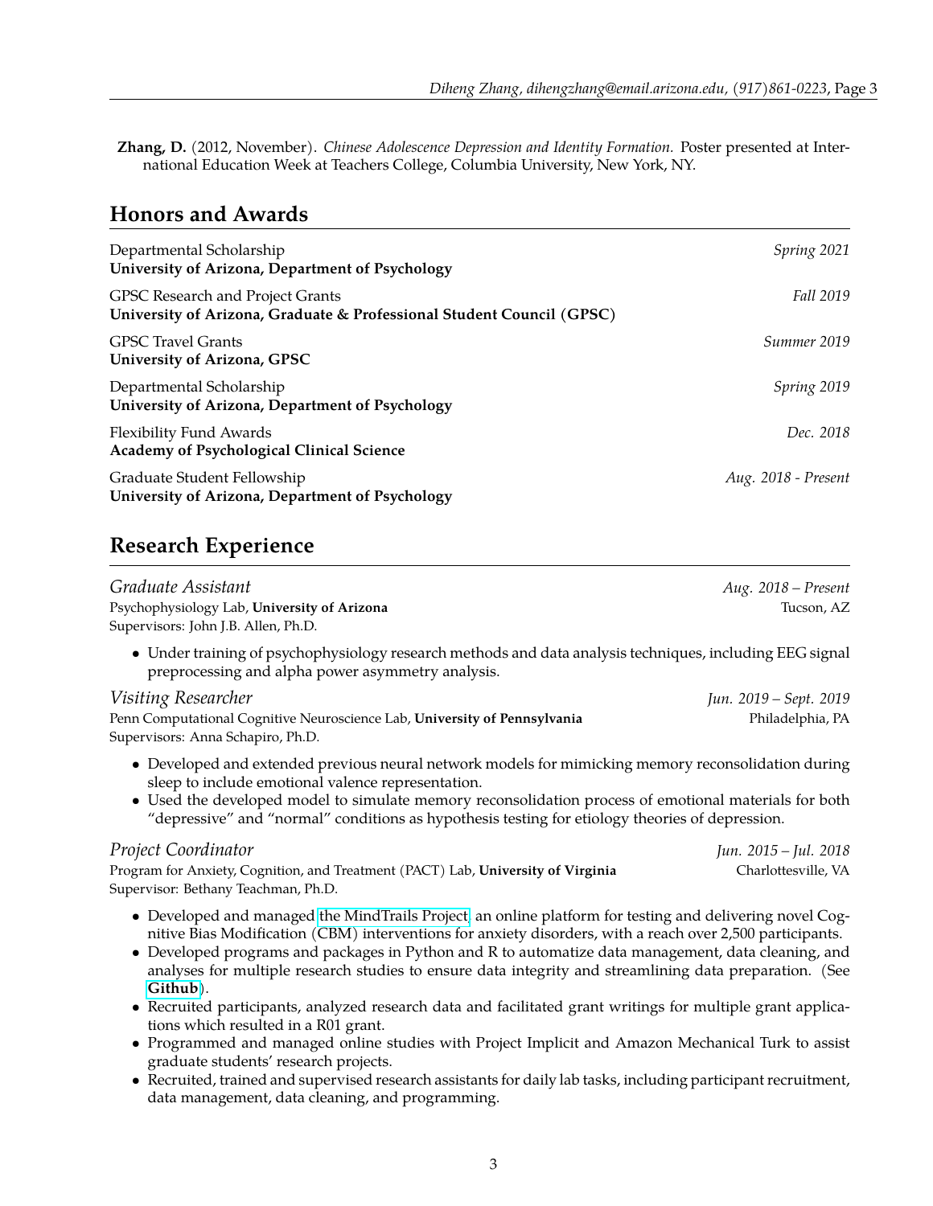**Zhang, D.** (2012, November). *Chinese Adolescence Depression and Identity Formation.* Poster presented at International Education Week at Teachers College, Columbia University, New York, NY.

## Honors and Awards

Departmental Scholarship — *Spring 2021*
**University of Arizona, Department of Psychology**

GPSC Research and Project Grants — *Fall 2019*
**University of Arizona, Graduate & Professional Student Council (GPSC)**

GPSC Travel Grants — *Summer 2019*
**University of Arizona, GPSC**

Departmental Scholarship — *Spring 2019*
**University of Arizona, Department of Psychology**

Flexibility Fund Awards — *Dec. 2018*
**Academy of Psychological Clinical Science**

Graduate Student Fellowship — *Aug. 2018 - Present*
**University of Arizona, Department of Psychology**

## Research Experience

*Graduate Assistant* — *Aug. 2018 – Present*
Psychophysiology Lab, **University of Arizona** — Tucson, AZ
Supervisors: John J.B. Allen, Ph.D.

- Under training of psychophysiology research methods and data analysis techniques, including EEG signal preprocessing and alpha power asymmetry analysis.

*Visiting Researcher* — *Jun. 2019 – Sept. 2019*
Penn Computational Cognitive Neuroscience Lab, **University of Pennsylvania** — Philadelphia, PA
Supervisors: Anna Schapiro, Ph.D.

- Developed and extended previous neural network models for mimicking memory reconsolidation during sleep to include emotional valence representation.
- Used the developed model to simulate memory reconsolidation process of emotional materials for both "depressive" and "normal" conditions as hypothesis testing for etiology theories of depression.

*Project Coordinator* — *Jun. 2015 – Jul. 2018*
Program for Anxiety, Cognition, and Treatment (PACT) Lab, **University of Virginia** — Charlottesville, VA
Supervisor: Bethany Teachman, Ph.D.

- Developed and managed the MindTrails Project, an online platform for testing and delivering novel Cognitive Bias Modification (CBM) interventions for anxiety disorders, with a reach over 2,500 participants.
- Developed programs and packages in Python and R to automatize data management, data cleaning, and analyses for multiple research studies to ensure data integrity and streamlining data preparation. (See **Github**).
- Recruited participants, analyzed research data and facilitated grant writings for multiple grant applications which resulted in a R01 grant.
- Programmed and managed online studies with Project Implicit and Amazon Mechanical Turk to assist graduate students' research projects.
- Recruited, trained and supervised research assistants for daily lab tasks, including participant recruitment, data management, data cleaning, and programming.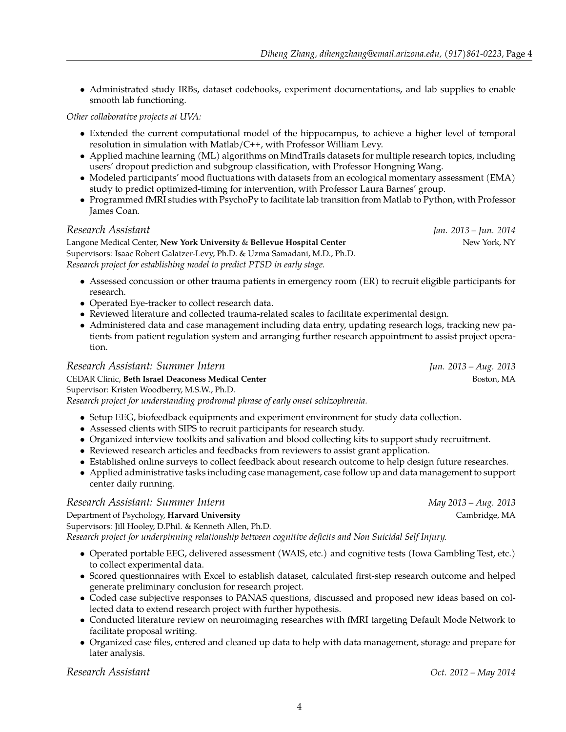- Administrated study IRBs, dataset codebooks, experiment documentations, and lab supplies to enable smooth lab functioning.

*Other collaborative projects at UVA:*

- Extended the current computational model of the hippocampus, to achieve a higher level of temporal resolution in simulation with Matlab/C++, with Professor William Levy.
- Applied machine learning (ML) algorithms on MindTrails datasets for multiple research topics, including users' dropout prediction and subgroup classification, with Professor Hongning Wang.
- Modeled participants' mood fluctuations with datasets from an ecological momentary assessment (EMA) study to predict optimized-timing for intervention, with Professor Laura Barnes' group.
- Programmed fMRI studies with PsychoPy to facilitate lab transition from Matlab to Python, with Professor James Coan.

### *Research Assistant* — *Jan. 2013 – Jun. 2014*

Langone Medical Center, **New York University** & **Bellevue Hospital Center** — New York, NY
Supervisors: Isaac Robert Galatzer-Levy, Ph.D. & Uzma Samadani, M.D., Ph.D.
*Research project for establishing model to predict PTSD in early stage.*

- Assessed concussion or other trauma patients in emergency room (ER) to recruit eligible participants for research.
- Operated Eye-tracker to collect research data.
- Reviewed literature and collected trauma-related scales to facilitate experimental design.
- Administered data and case management including data entry, updating research logs, tracking new patients from patient regulation system and arranging further research appointment to assist project operation.

### *Research Assistant: Summer Intern* — *Jun. 2013 – Aug. 2013*

CEDAR Clinic, **Beth Israel Deaconess Medical Center** — Boston, MA
Supervisor: Kristen Woodberry, M.S.W., Ph.D.
*Research project for understanding prodromal phrase of early onset schizophrenia.*

- Setup EEG, biofeedback equipments and experiment environment for study data collection.
- Assessed clients with SIPS to recruit participants for research study.
- Organized interview toolkits and salivation and blood collecting kits to support study recruitment.
- Reviewed research articles and feedbacks from reviewers to assist grant application.
- Established online surveys to collect feedback about research outcome to help design future researches.
- Applied administrative tasks including case management, case follow up and data management to support center daily running.

### *Research Assistant: Summer Intern* — *May 2013 – Aug. 2013*

Department of Psychology, **Harvard University** — Cambridge, MA
Supervisors: Jill Hooley, D.Phil. & Kenneth Allen, Ph.D.
*Research project for underpinning relationship between cognitive deficits and Non Suicidal Self Injury.*

- Operated portable EEG, delivered assessment (WAIS, etc.) and cognitive tests (Iowa Gambling Test, etc.) to collect experimental data.
- Scored questionnaires with Excel to establish dataset, calculated first-step research outcome and helped generate preliminary conclusion for research project.
- Coded case subjective responses to PANAS questions, discussed and proposed new ideas based on collected data to extend research project with further hypothesis.
- Conducted literature review on neuroimaging researches with fMRI targeting Default Mode Network to facilitate proposal writing.
- Organized case files, entered and cleaned up data to help with data management, storage and prepare for later analysis.

### *Research Assistant* — *Oct. 2012 – May 2014*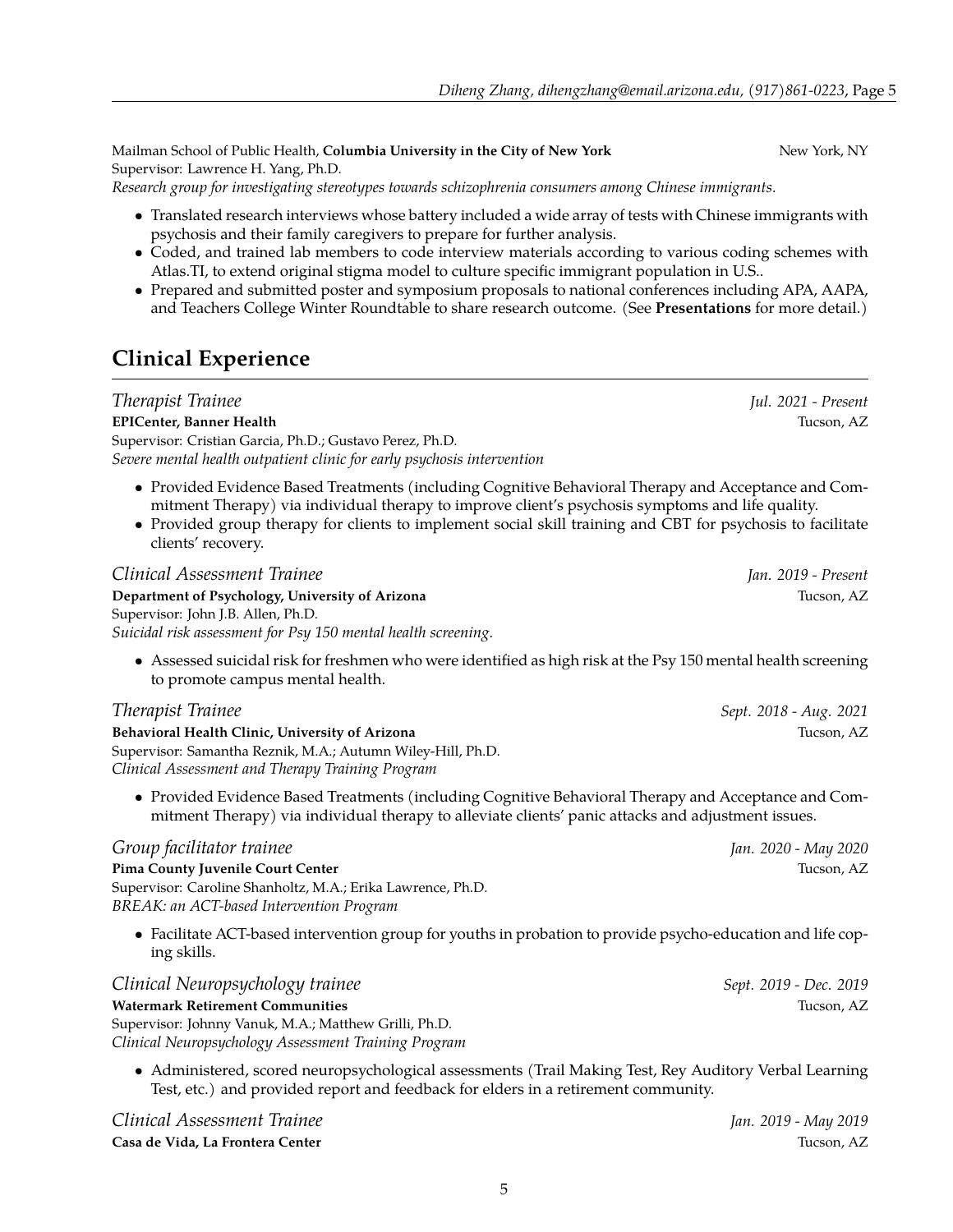Mailman School of Public Health, **Columbia University in the City of New York** New York, NY
Supervisor: Lawrence H. Yang, Ph.D.
*Research group for investigating stereotypes towards schizophrenia consumers among Chinese immigrants.*

- Translated research interviews whose battery included a wide array of tests with Chinese immigrants with psychosis and their family caregivers to prepare for further analysis.
- Coded, and trained lab members to code interview materials according to various coding schemes with Atlas.TI, to extend original stigma model to culture specific immigrant population in U.S..
- Prepared and submitted poster and symposium proposals to national conferences including APA, AAPA, and Teachers College Winter Roundtable to share research outcome. (See **Presentations** for more detail.)

## Clinical Experience

*Therapist Trainee* *Jul. 2021 - Present*
**EPICenter, Banner Health** Tucson, AZ
Supervisor: Cristian Garcia, Ph.D.; Gustavo Perez, Ph.D.
*Severe mental health outpatient clinic for early psychosis intervention*

- Provided Evidence Based Treatments (including Cognitive Behavioral Therapy and Acceptance and Commitment Therapy) via individual therapy to improve client's psychosis symptoms and life quality.
- Provided group therapy for clients to implement social skill training and CBT for psychosis to facilitate clients' recovery.

*Clinical Assessment Trainee* *Jan. 2019 - Present*
**Department of Psychology, University of Arizona** Tucson, AZ
Supervisor: John J.B. Allen, Ph.D.
*Suicidal risk assessment for Psy 150 mental health screening.*

- Assessed suicidal risk for freshmen who were identified as high risk at the Psy 150 mental health screening to promote campus mental health.

*Therapist Trainee* *Sept. 2018 - Aug. 2021*
**Behavioral Health Clinic, University of Arizona** Tucson, AZ
Supervisor: Samantha Reznik, M.A.; Autumn Wiley-Hill, Ph.D.
*Clinical Assessment and Therapy Training Program*

- Provided Evidence Based Treatments (including Cognitive Behavioral Therapy and Acceptance and Commitment Therapy) via individual therapy to alleviate clients' panic attacks and adjustment issues.

*Group facilitator trainee* *Jan. 2020 - May 2020*
**Pima County Juvenile Court Center** Tucson, AZ
Supervisor: Caroline Shanholtz, M.A.; Erika Lawrence, Ph.D.
*BREAK: an ACT-based Intervention Program*

- Facilitate ACT-based intervention group for youths in probation to provide psycho-education and life coping skills.

*Clinical Neuropsychology trainee* *Sept. 2019 - Dec. 2019*
**Watermark Retirement Communities** Tucson, AZ
Supervisor: Johnny Vanuk, M.A.; Matthew Grilli, Ph.D.
*Clinical Neuropsychology Assessment Training Program*

- Administered, scored neuropsychological assessments (Trail Making Test, Rey Auditory Verbal Learning Test, etc.) and provided report and feedback for elders in a retirement community.

*Clinical Assessment Trainee* *Jan. 2019 - May 2019*
**Casa de Vida, La Frontera Center** Tucson, AZ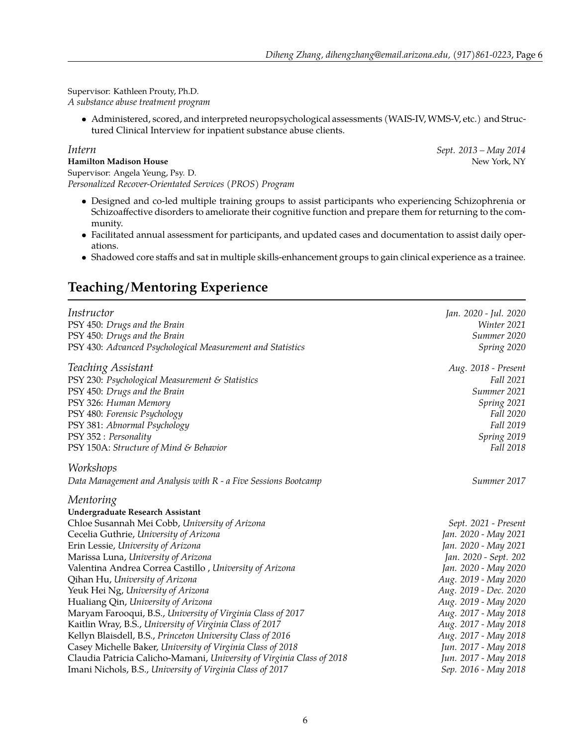Supervisor: Kathleen Prouty, Ph.D.
*A substance abuse treatment program*

- Administered, scored, and interpreted neuropsychological assessments (WAIS-IV, WMS-V, etc.) and Structured Clinical Interview for inpatient substance abuse clients.

*Intern* — *Sept. 2013 – May 2014*
**Hamilton Madison House** — New York, NY
Supervisor: Angela Yeung, Psy. D.
*Personalized Recover-Orientated Services (PROS) Program*

- Designed and co-led multiple training groups to assist participants who experiencing Schizophrenia or Schizoaffective disorders to ameliorate their cognitive function and prepare them for returning to the community.
- Facilitated annual assessment for participants, and updated cases and documentation to assist daily operations.
- Shadowed core staffs and sat in multiple skills-enhancement groups to gain clinical experience as a trainee.

## Teaching/Mentoring Experience

*Instructor* — *Jan. 2020 - Jul. 2020*

PSY 450: *Drugs and the Brain* — *Winter 2021*
PSY 450: *Drugs and the Brain* — *Summer 2020*
PSY 430: *Advanced Psychological Measurement and Statistics* — *Spring 2020*

*Teaching Assistant* — *Aug. 2018 - Present*

PSY 230: *Psychological Measurement & Statistics* — *Fall 2021*
PSY 450: *Drugs and the Brain* — *Summer 2021*
PSY 326: *Human Memory* — *Spring 2021*
PSY 480: *Forensic Psychology* — *Fall 2020*
PSY 381: *Abnormal Psychology* — *Fall 2019*
PSY 352 : *Personality* — *Spring 2019*
PSY 150A: *Structure of Mind & Behavior* — *Fall 2018*

*Workshops*

*Data Management and Analysis with R - a Five Sessions Bootcamp* — *Summer 2017*

*Mentoring*

**Undergraduate Research Assistant**

Chloe Susannah Mei Cobb, *University of Arizona* — *Sept. 2021 - Present*
Cecelia Guthrie, *University of Arizona* — *Jan. 2020 - May 2021*
Erin Lessie, *University of Arizona* — *Jan. 2020 - May 2021*
Marissa Luna, *University of Arizona* — *Jan. 2020 - Sept. 202*
Valentina Andrea Correa Castillo , *University of Arizona* — *Jan. 2020 - May 2020*
Qihan Hu, *University of Arizona* — *Aug. 2019 - May 2020*
Yeuk Hei Ng, *University of Arizona* — *Aug. 2019 - Dec. 2020*
Hualiang Qin, *University of Arizona* — *Aug. 2019 - May 2020*
Maryam Farooqui, B.S., *University of Virginia Class of 2017* — *Aug. 2017 - May 2018*
Kaitlin Wray, B.S., *University of Virginia Class of 2017* — *Aug. 2017 - May 2018*
Kellyn Blaisdell, B.S., *Princeton University Class of 2016* — *Aug. 2017 - May 2018*
Casey Michelle Baker, *University of Virginia Class of 2018* — *Jun. 2017 - May 2018*
Claudia Patricia Calicho-Mamani, *University of Virginia Class of 2018* — *Jun. 2017 - May 2018*
Imani Nichols, B.S., *University of Virginia Class of 2017* — *Sep. 2016 - May 2018*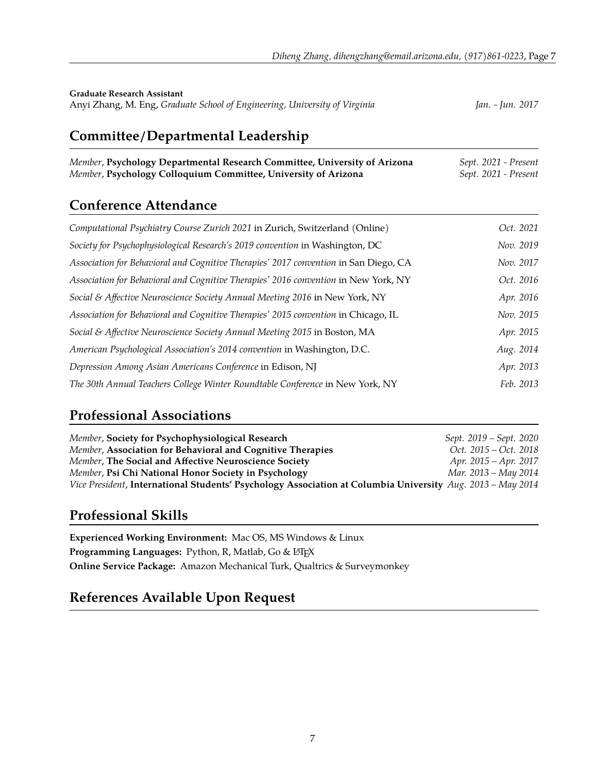**Graduate Research Assistant**
Anyi Zhang, M. Eng, *Graduate School of Engineering, University of Virginia* *Jan. - Jun. 2017*

## Committee/Departmental Leadership

*Member*, **Psychology Departmental Research Committee, University of Arizona** *Sept. 2021 - Present*
*Member*, **Psychology Colloquium Committee, University of Arizona** *Sept. 2021 - Present*

## Conference Attendance

*Computational Psychiatry Course Zurich 2021* in Zurich, Switzerland (Online) *Oct. 2021*

*Society for Psychophysiological Research's 2019 convention* in Washington, DC *Nov. 2019*

*Association for Behavioral and Cognitive Therapies' 2017 convention* in San Diego, CA *Nov. 2017*

*Association for Behavioral and Cognitive Therapies' 2016 convention* in New York, NY *Oct. 2016*

*Social & Affective Neuroscience Society Annual Meeting 2016* in New York, NY *Apr. 2016*

*Association for Behavioral and Cognitive Therapies' 2015 convention* in Chicago, IL *Nov. 2015*

*Social & Affective Neuroscience Society Annual Meeting 2015* in Boston, MA *Apr. 2015*

*American Psychological Association's 2014 convention* in Washington, D.C. *Aug. 2014*

*Depression Among Asian Americans Conference* in Edison, NJ *Apr. 2013*

*The 30th Annual Teachers College Winter Roundtable Conference* in New York, NY *Feb. 2013*

## Professional Associations

*Member*, **Society for Psychophysiological Research** *Sept. 2019 – Sept. 2020*
*Member*, **Association for Behavioral and Cognitive Therapies** *Oct. 2015 – Oct. 2018*
*Member*, **The Social and Affective Neuroscience Society** *Apr. 2015 – Apr. 2017*
*Member*, **Psi Chi National Honor Society in Psychology** *Mar. 2013 – May 2014*
*Vice President*, **International Students' Psychology Association at Columbia University** *Aug. 2013 – May 2014*

## Professional Skills

**Experienced Working Environment:** Mac OS, MS Windows & Linux
**Programming Languages:** Python, R, Matlab, Go & LaTeX
**Online Service Package:** Amazon Mechanical Turk, Qualtrics & Surveymonkey

## References Available Upon Request